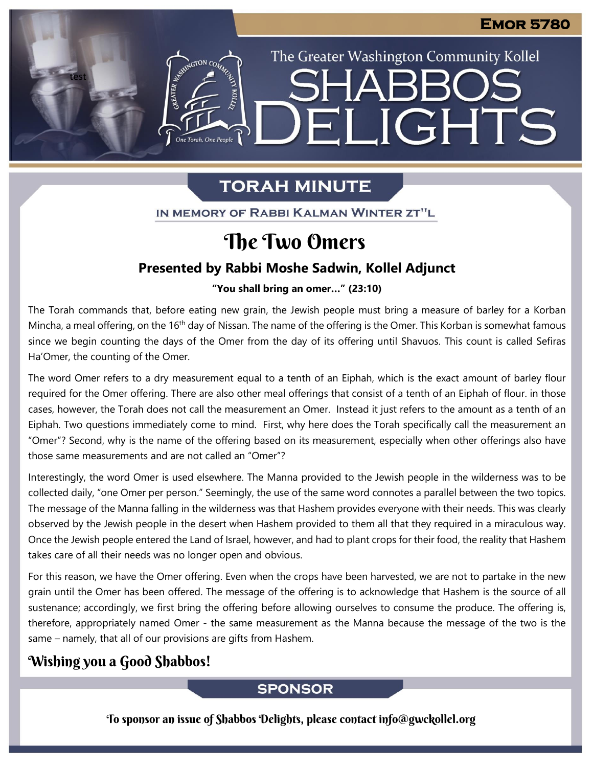Emor 5780

The Greater Washington Community Kollel

# Shabbos Delights

## Torah Minute

In Memory of Rabbi Kalman Winter zt"l

# The Two Omers

### Presented by Rabbi Moshe Sadwin, Kollel Adjunct

**"You shall bring an omer…" (23:10)**

The Torah commands that, before eating new grain, the Jewish people must bring a measure of barley for a Korban Mincha, a meal offering, on the 16th day of Nissan. The name of the offering is the Omer. This Korban is somewhat famous since we begin counting the days of the Omer from the day of its offering until Shavuos. This count is called Sefiras Ha'Omer, the counting of the Omer.

The word Omer refers to a dry measurement equal to a tenth of an Eiphah, which is the exact amount of barley flour required for the Omer offering. There are also other meal offerings that consist of a tenth of an Eiphah of flour. in those cases, however, the Torah does not call the measurement an Omer. Instead it just refers to the amount as a tenth of an Eiphah. Two questions immediately come to mind. First, why here does the Torah specifically call the measurement an "Omer"? Second, why is the name of the offering based on its measurement, especially when other offerings also have those same measurements and are not called an "Omer"?

Interestingly, the word Omer is used elsewhere. The Manna provided to the Jewish people in the wilderness was to be collected daily, "one Omer per person." Seemingly, the use of the same word connotes a parallel between the two topics. The message of the Manna falling in the wilderness was that Hashem provides everyone with their needs. This was clearly observed by the Jewish people in the desert when Hashem provided to them all that they required in a miraculous way. Once the Jewish people entered the Land of Israel, however, and had to plant crops for their food, the reality that Hashem takes care of all their needs was no longer open and obvious.

For this reason, we have the Omer offering. Even when the crops have been harvested, we are not to partake in the new grain until the Omer has been offered. The message of the offering is to acknowledge that Hashem is the source of all sustenance; accordingly, we first bring the offering before allowing ourselves to consume the produce. The offering is, therefore, appropriately named Omer - the same measurement as the Manna because the message of the two is the same – namely, that all of our provisions are gifts from Hashem.

### Wishing you a Good Shabbos!

## Sponsor

To sponsor an issue of Shabbos Delights, please contact info@gwckollel.org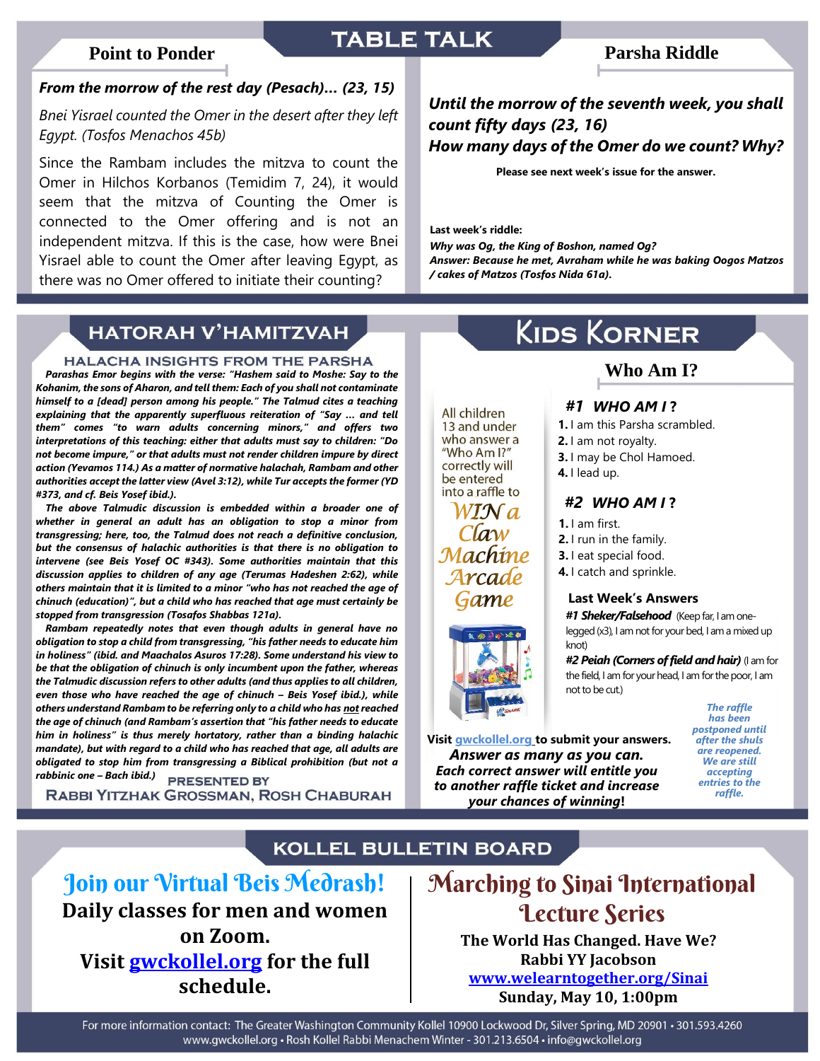# TABLE TALK

## Point to Ponder

***From the morrow of the rest day (Pesach)... (23, 15)***

*Bnei Yisrael counted the Omer in the desert after they left Egypt. (Tosfos Menachos 45b)*

Since the Rambam includes the mitzva to count the Omer in Hilchos Korbanos (Temidim 7, 24), it would seem that the mitzva of Counting the Omer is connected to the Omer offering and is not an independent mitzva. If this is the case, how were Bnei Yisrael able to count the Omer after leaving Egypt, as there was no Omer offered to initiate their counting?

## Parsha Riddle

***Until the morrow of the seventh week, you shall count fifty days (23, 16)***
***How many days of the Omer do we count? Why?***

**Please see next week's issue for the answer.**

**Last week's riddle:**
***Why was Og, the King of Boshon, named Og?***
***Answer: Because he met, Avraham while he was baking Oogos Matzos / cakes of Matzos (Tosfos Nida 61a).***

# HATORAH V'HAMITZVAH

## HALACHA INSIGHTS FROM THE PARSHA

***Parashas Emor begins with the verse: "Hashem said to Moshe: Say to the Kohanim, the sons of Aharon, and tell them: Each of you shall not contaminate himself to a [dead] person among his people." The Talmud cites a teaching explaining that the apparently superfluous reiteration of "Say ... and tell them" comes "to warn adults concerning minors," and offers two interpretations of this teaching: either that adults must say to children: "Do not become impure," or that adults must not render children impure by direct action (Yevamos 114.) As a matter of normative halachah, Rambam and other authorities accept the latter view (Avel 3:12), while Tur accepts the former (YD #373, and cf. Beis Yosef ibid.).***

***The above Talmudic discussion is embedded within a broader one of whether in general an adult has an obligation to stop a minor from transgressing; here, too, the Talmud does not reach a definitive conclusion, but the consensus of halachic authorities is that there is no obligation to intervene (see Beis Yosef OC #343). Some authorities maintain that this discussion applies to children of any age (Terumas Hadeshen 2:62), while others maintain that it is limited to a minor "who has not reached the age of chinuch (education)", but a child who has reached that age must certainly be stopped from transgression (Tosafos Shabbos 121a).***

***Rambam repeatedly notes that even though adults in general have no obligation to stop a child from transgressing, "his father needs to educate him in holiness" (ibid. and Maachalos Asuros 17:28). Some understand his view to be that the obligation of chinuch is only incumbent upon the father, whereas the Talmudic discussion refers to other adults (and thus applies to all children, even those who have reached the age of chinuch – Beis Yosef ibid.), while others understand Rambam to be referring only to a child who has <u>not</u> reached the age of chinuch (and Rambam's assertion that "his father needs to educate him in holiness" is thus merely hortatory, rather than a binding halachic mandate), but with regard to a child who has reached that age, all adults are obligated to stop him from transgressing a Biblical prohibition (but not a rabbinic one – Bach ibid.)***

PRESENTED BY
RABBI YITZHAK GROSSMAN, ROSH CHABURAH

# KIDS KORNER

## Who Am I?

All children 13 and under who answer a "Who Am I?" correctly will be entered into a raffle to WIN a Claw Machine Arcade Game

### #1 WHO AM I ?

**1.** I am this Parsha scrambled.
**2.** I am not royalty.
**3.** I may be Chol Hamoed.
**4.** I lead up.

### #2 WHO AM I ?

**1.** I am first.
**2.** I run in the family.
**3.** I eat special food.
**4.** I catch and sprinkle.

### Last Week's Answers

***#1 Sheker/Falsehood*** (Keep far, I am one-legged (x3), I am not for your bed, I am a mixed up knot)

***#2 Peiah (Corners of field and hair)*** (I am for the field, I am for your head, I am for the poor, I am not to be cut)

**Visit gwckollel.org to submit your answers.**
***Answer as many as you can.***
***Each correct answer will entitle you to another raffle ticket and increase your chances of winning!***

***The raffle has been postponed until after the shuls are reopened. We are still accepting entries to the raffle.***

# KOLLEL BULLETIN BOARD

## Join our Virtual Beis Medrash!

**Daily classes for men and women on Zoom.**
**Visit gwckollel.org for the full schedule.**

## Marching to Sinai International Lecture Series

**The World Has Changed. Have We?**
**Rabbi YY Jacobson**
**www.welearntogether.org/Sinai**
**Sunday, May 10, 1:00pm**

For more information contact: The Greater Washington Community Kollel 10900 Lockwood Dr, Silver Spring, MD 20901 • 301.593.4260
www.gwckollel.org • Rosh Kollel Rabbi Menachem Winter - 301.213.6504 • info@gwckollel.org